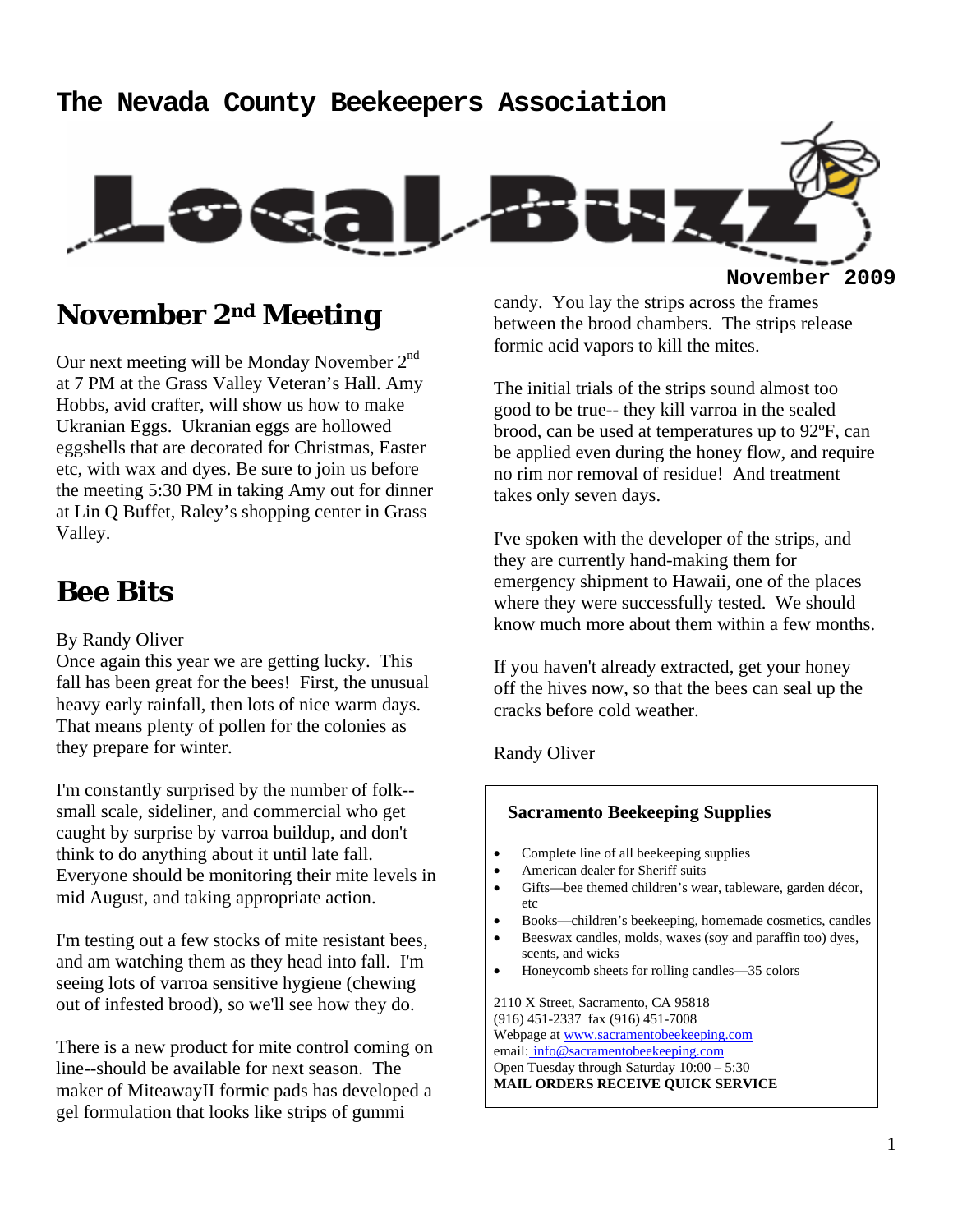# The Nevada County Beekeepers Association

# Local Buzz

**November 2009**

## November 2nd Meeting

Our next meeting will be Monday November 2nd at 7 PM at the Grass Valley Veteran's Hall. Amy Hobbs, avid crafter, will show us how to make Ukranian Eggs. Ukranian eggs are hollowed eggshells that are decorated for Christmas, Easter etc, with wax and dyes. Be sure to join us before the meeting 5:30 PM in taking Amy out for dinner at Lin Q Buffet, Raley's shopping center in Grass Valley.

## Bee Bits

By Randy Oliver

Once again this year we are getting lucky. This fall has been great for the bees! First, the unusual heavy early rainfall, then lots of nice warm days. That means plenty of pollen for the colonies as they prepare for winter.

I'm constantly surprised by the number of folk--small scale, sideliner, and commercial who get caught by surprise by varroa buildup, and don't think to do anything about it until late fall. Everyone should be monitoring their mite levels in mid August, and taking appropriate action.

I'm testing out a few stocks of mite resistant bees, and am watching them as they head into fall. I'm seeing lots of varroa sensitive hygiene (chewing out of infested brood), so we'll see how they do.

There is a new product for mite control coming on line--should be available for next season. The maker of MiteawayII formic pads has developed a gel formulation that looks like strips of gummi candy. You lay the strips across the frames between the brood chambers. The strips release formic acid vapors to kill the mites.

The initial trials of the strips sound almost too good to be true-- they kill varroa in the sealed brood, can be used at temperatures up to 92ºF, can be applied even during the honey flow, and require no rim nor removal of residue! And treatment takes only seven days.

I've spoken with the developer of the strips, and they are currently hand-making them for emergency shipment to Hawaii, one of the places where they were successfully tested. We should know much more about them within a few months.

If you haven't already extracted, get your honey off the hives now, so that the bees can seal up the cracks before cold weather.

Randy Oliver

---

**Sacramento Beekeeping Supplies**

- Complete line of all beekeeping supplies
- American dealer for Sheriff suits
- Gifts—bee themed children's wear, tableware, garden décor, etc
- Books—children's beekeeping, homemade cosmetics, candles
- Beeswax candles, molds, waxes (soy and paraffin too) dyes, scents, and wicks
- Honeycomb sheets for rolling candles—35 colors

2110 X Street, Sacramento, CA 95818
(916) 451-2337 fax (916) 451-7008
Webpage at www.sacramentobeekeeping.com
email: info@sacramentobeekeeping.com
Open Tuesday through Saturday 10:00 – 5:30
**MAIL ORDERS RECEIVE QUICK SERVICE**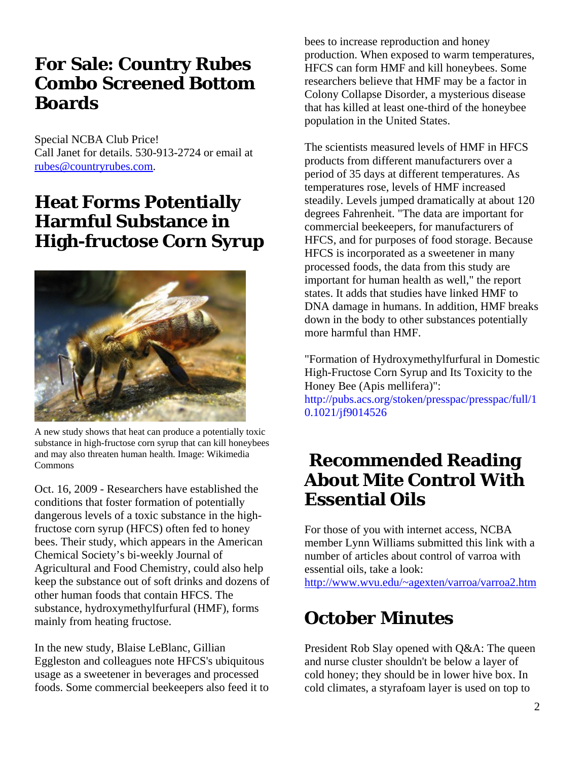## For Sale: Country Rubes Combo Screened Bottom Boards

Special NCBA Club Price!
Call Janet for details. 530-913-2724 or email at rubes@countryrubes.com.

## Heat Forms Potentially Harmful Substance in High-fructose Corn Syrup

A new study shows that heat can produce a potentially toxic substance in high-fructose corn syrup that can kill honeybees and may also threaten human health. Image: Wikimedia Commons

Oct. 16, 2009 - Researchers have established the conditions that foster formation of potentially dangerous levels of a toxic substance in the high-fructose corn syrup (HFCS) often fed to honey bees. Their study, which appears in the American Chemical Society's bi-weekly Journal of Agricultural and Food Chemistry, could also help keep the substance out of soft drinks and dozens of other human foods that contain HFCS. The substance, hydroxymethylfurfural (HMF), forms mainly from heating fructose.

In the new study, Blaise LeBlanc, Gillian Eggleston and colleagues note HFCS's ubiquitous usage as a sweetener in beverages and processed foods. Some commercial beekeepers also feed it to bees to increase reproduction and honey production. When exposed to warm temperatures, HFCS can form HMF and kill honeybees. Some researchers believe that HMF may be a factor in Colony Collapse Disorder, a mysterious disease that has killed at least one-third of the honeybee population in the United States.

The scientists measured levels of HMF in HFCS products from different manufacturers over a period of 35 days at different temperatures. As temperatures rose, levels of HMF increased steadily. Levels jumped dramatically at about 120 degrees Fahrenheit. "The data are important for commercial beekeepers, for manufacturers of HFCS, and for purposes of food storage. Because HFCS is incorporated as a sweetener in many processed foods, the data from this study are important for human health as well," the report states. It adds that studies have linked HMF to DNA damage in humans. In addition, HMF breaks down in the body to other substances potentially more harmful than HMF.

"Formation of Hydroxymethylfurfural in Domestic High-Fructose Corn Syrup and Its Toxicity to the Honey Bee (Apis mellifera)":
http://pubs.acs.org/stoken/presspac/presspac/full/10.1021/jf9014526

## Recommended Reading About Mite Control With Essential Oils

For those of you with internet access, NCBA member Lynn Williams submitted this link with a number of articles about control of varroa with essential oils, take a look:
http://www.wvu.edu/~agexten/varroa/varroa2.htm

## October Minutes

President Rob Slay opened with Q&A: The queen and nurse cluster shouldn't be below a layer of cold honey; they should be in lower hive box. In cold climates, a styrafoam layer is used on top to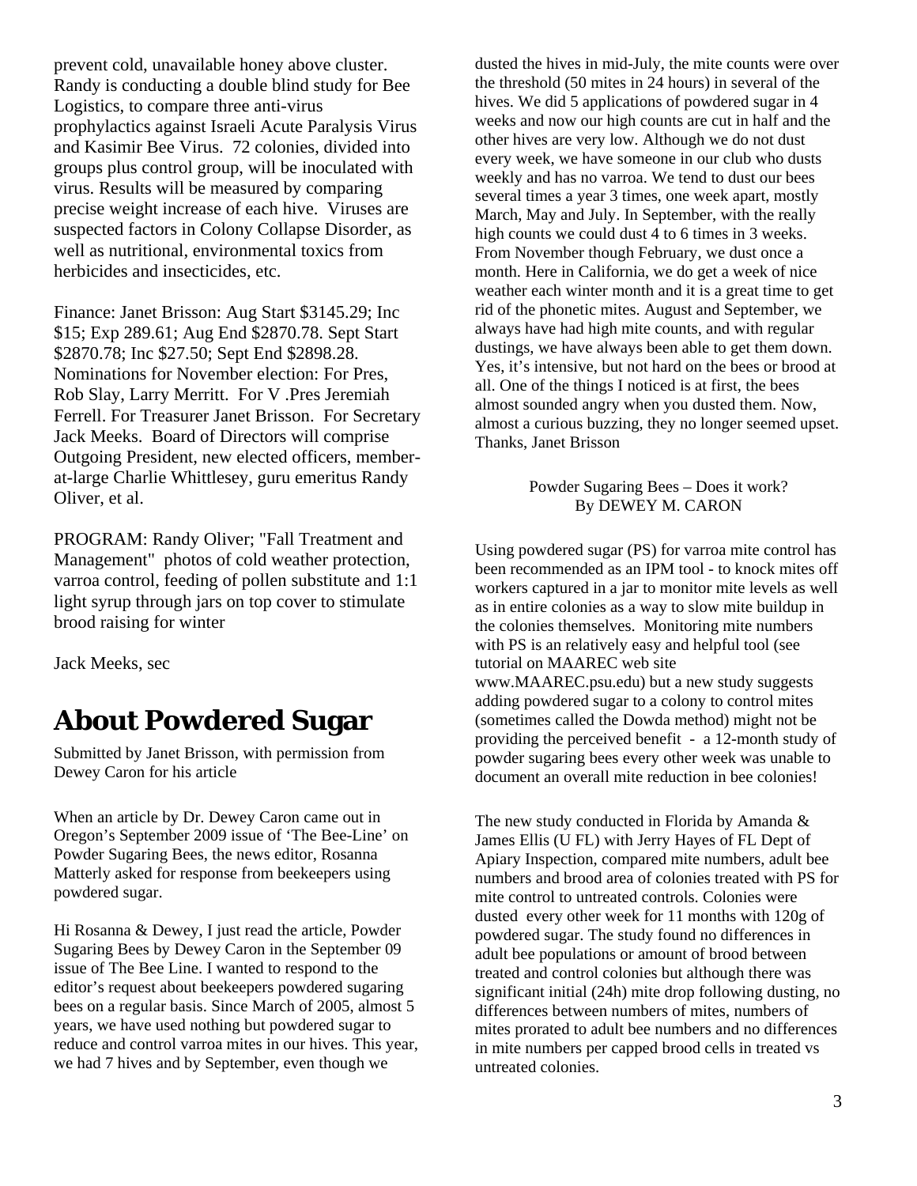prevent cold, unavailable honey above cluster. Randy is conducting a double blind study for Bee Logistics, to compare three anti-virus prophylactics against Israeli Acute Paralysis Virus and Kasimir Bee Virus. 72 colonies, divided into groups plus control group, will be inoculated with virus. Results will be measured by comparing precise weight increase of each hive. Viruses are suspected factors in Colony Collapse Disorder, as well as nutritional, environmental toxics from herbicides and insecticides, etc.

Finance: Janet Brisson: Aug Start $3145.29; Inc $15; Exp 289.61; Aug End $2870.78. Sept Start $2870.78; Inc $27.50; Sept End $2898.28. Nominations for November election: For Pres, Rob Slay, Larry Merritt. For V .Pres Jeremiah Ferrell. For Treasurer Janet Brisson. For Secretary Jack Meeks. Board of Directors will comprise Outgoing President, new elected officers, member-at-large Charlie Whittlesey, guru emeritus Randy Oliver, et al.

PROGRAM: Randy Oliver; "Fall Treatment and Management" photos of cold weather protection, varroa control, feeding of pollen substitute and 1:1 light syrup through jars on top cover to stimulate brood raising for winter

Jack Meeks, sec

# About Powdered Sugar

Submitted by Janet Brisson, with permission from Dewey Caron for his article

When an article by Dr. Dewey Caron came out in Oregon's September 2009 issue of 'The Bee-Line' on Powder Sugaring Bees, the news editor, Rosanna Matterly asked for response from beekeepers using powdered sugar.

Hi Rosanna & Dewey, I just read the article, Powder Sugaring Bees by Dewey Caron in the September 09 issue of The Bee Line. I wanted to respond to the editor's request about beekeepers powdered sugaring bees on a regular basis. Since March of 2005, almost 5 years, we have used nothing but powdered sugar to reduce and control varroa mites in our hives. This year, we had 7 hives and by September, even though we dusted the hives in mid-July, the mite counts were over the threshold (50 mites in 24 hours) in several of the hives. We did 5 applications of powdered sugar in 4 weeks and now our high counts are cut in half and the other hives are very low. Although we do not dust every week, we have someone in our club who dusts weekly and has no varroa. We tend to dust our bees several times a year 3 times, one week apart, mostly March, May and July. In September, with the really high counts we could dust 4 to 6 times in 3 weeks. From November though February, we dust once a month. Here in California, we do get a week of nice weather each winter month and it is a great time to get rid of the phonetic mites. August and September, we always have had high mite counts, and with regular dustings, we have always been able to get them down. Yes, it's intensive, but not hard on the bees or brood at all. One of the things I noticed is at first, the bees almost sounded angry when you dusted them. Now, almost a curious buzzing, they no longer seemed upset. Thanks, Janet Brisson

Powder Sugaring Bees – Does it work?
By DEWEY M. CARON

Using powdered sugar (PS) for varroa mite control has been recommended as an IPM tool - to knock mites off workers captured in a jar to monitor mite levels as well as in entire colonies as a way to slow mite buildup in the colonies themselves. Monitoring mite numbers with PS is an relatively easy and helpful tool (see tutorial on MAAREC web site www.MAAREC.psu.edu) but a new study suggests adding powdered sugar to a colony to control mites (sometimes called the Dowda method) might not be providing the perceived benefit - a 12-month study of powder sugaring bees every other week was unable to document an overall mite reduction in bee colonies!

The new study conducted in Florida by Amanda & James Ellis (U FL) with Jerry Hayes of FL Dept of Apiary Inspection, compared mite numbers, adult bee numbers and brood area of colonies treated with PS for mite control to untreated controls. Colonies were dusted every other week for 11 months with 120g of powdered sugar. The study found no differences in adult bee populations or amount of brood between treated and control colonies but although there was significant initial (24h) mite drop following dusting, no differences between numbers of mites, numbers of mites prorated to adult bee numbers and no differences in mite numbers per capped brood cells in treated vs untreated colonies.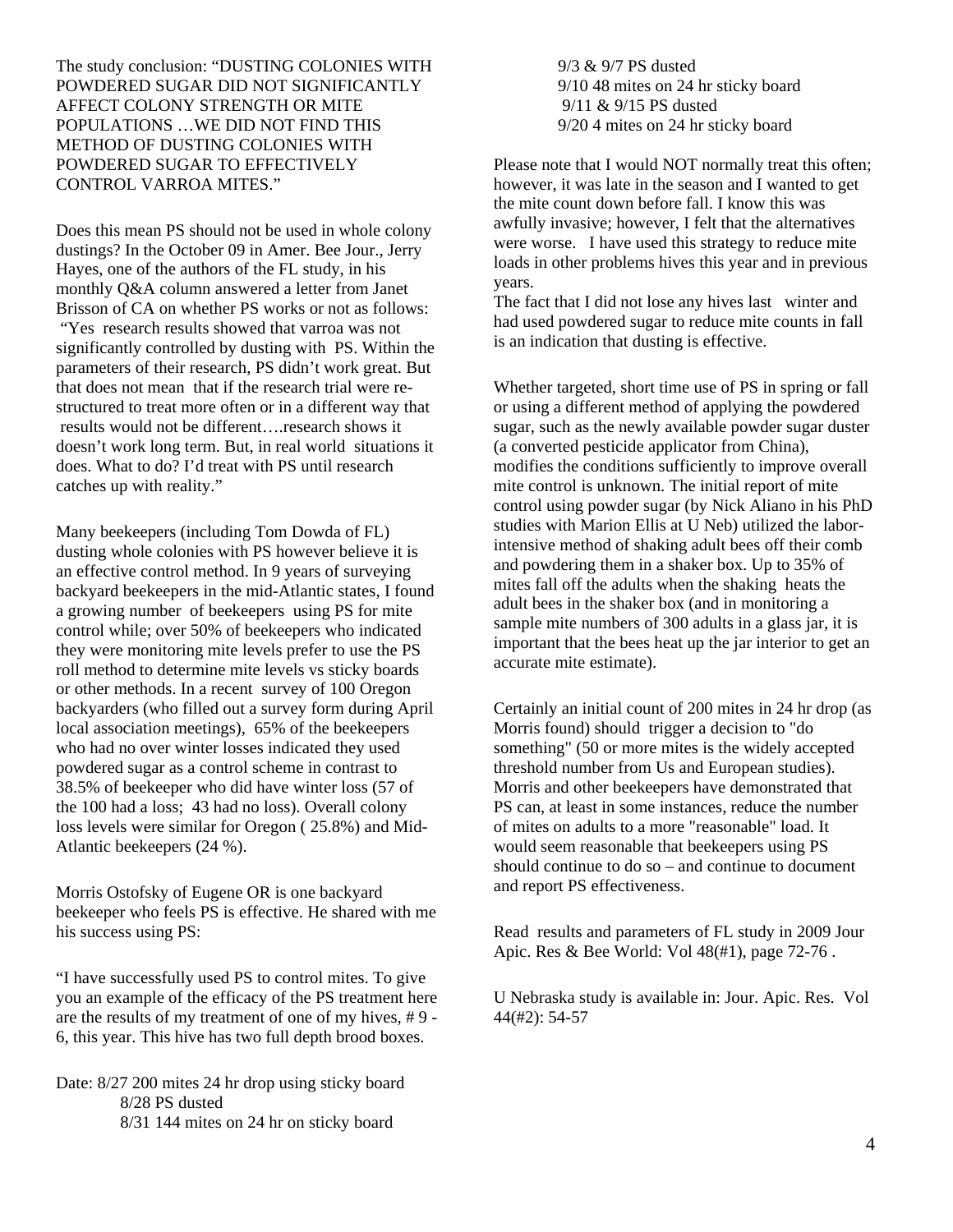The study conclusion: "DUSTING COLONIES WITH POWDERED SUGAR DID NOT SIGNIFICANTLY AFFECT COLONY STRENGTH OR MITE POPULATIONS …WE DID NOT FIND THIS METHOD OF DUSTING COLONIES WITH POWDERED SUGAR TO EFFECTIVELY CONTROL VARROA MITES."

Does this mean PS should not be used in whole colony dustings? In the October 09 in Amer. Bee Jour., Jerry Hayes, one of the authors of the FL study, in his monthly Q&A column answered a letter from Janet Brisson of CA on whether PS works or not as follows: "Yes research results showed that varroa was not significantly controlled by dusting with PS. Within the parameters of their research, PS didn't work great. But that does not mean that if the research trial were re-structured to treat more often or in a different way that results would not be different….research shows it doesn't work long term. But, in real world situations it does. What to do? I'd treat with PS until research catches up with reality."

Many beekeepers (including Tom Dowda of FL) dusting whole colonies with PS however believe it is an effective control method. In 9 years of surveying backyard beekeepers in the mid-Atlantic states, I found a growing number of beekeepers using PS for mite control while; over 50% of beekeepers who indicated they were monitoring mite levels prefer to use the PS roll method to determine mite levels vs sticky boards or other methods. In a recent survey of 100 Oregon backyarders (who filled out a survey form during April local association meetings), 65% of the beekeepers who had no over winter losses indicated they used powdered sugar as a control scheme in contrast to 38.5% of beekeeper who did have winter loss (57 of the 100 had a loss; 43 had no loss). Overall colony loss levels were similar for Oregon ( 25.8%) and Mid-Atlantic beekeepers (24 %).

Morris Ostofsky of Eugene OR is one backyard beekeeper who feels PS is effective. He shared with me his success using PS:

"I have successfully used PS to control mites. To give you an example of the efficacy of the PS treatment here are the results of my treatment of one of my hives, # 9 - 6, this year. This hive has two full depth brood boxes.

Date: 8/27 200 mites 24 hr drop using sticky board
8/28 PS dusted
8/31 144 mites on 24 hr on sticky board
9/3 & 9/7 PS dusted
9/10 48 mites on 24 hr sticky board
9/11 & 9/15 PS dusted
9/20 4 mites on 24 hr sticky board

Please note that I would NOT normally treat this often; however, it was late in the season and I wanted to get the mite count down before fall. I know this was awfully invasive; however, I felt that the alternatives were worse. I have used this strategy to reduce mite loads in other problems hives this year and in previous years.
The fact that I did not lose any hives last winter and had used powdered sugar to reduce mite counts in fall is an indication that dusting is effective.

Whether targeted, short time use of PS in spring or fall or using a different method of applying the powdered sugar, such as the newly available powder sugar duster (a converted pesticide applicator from China), modifies the conditions sufficiently to improve overall mite control is unknown. The initial report of mite control using powder sugar (by Nick Aliano in his PhD studies with Marion Ellis at U Neb) utilized the labor-intensive method of shaking adult bees off their comb and powdering them in a shaker box. Up to 35% of mites fall off the adults when the shaking heats the adult bees in the shaker box (and in monitoring a sample mite numbers of 300 adults in a glass jar, it is important that the bees heat up the jar interior to get an accurate mite estimate).

Certainly an initial count of 200 mites in 24 hr drop (as Morris found) should trigger a decision to "do something" (50 or more mites is the widely accepted threshold number from Us and European studies). Morris and other beekeepers have demonstrated that PS can, at least in some instances, reduce the number of mites on adults to a more "reasonable" load. It would seem reasonable that beekeepers using PS should continue to do so – and continue to document and report PS effectiveness.

Read results and parameters of FL study in 2009 Jour Apic. Res & Bee World: Vol 48(#1), page 72-76 .

U Nebraska study is available in: Jour. Apic. Res. Vol 44(#2): 54-57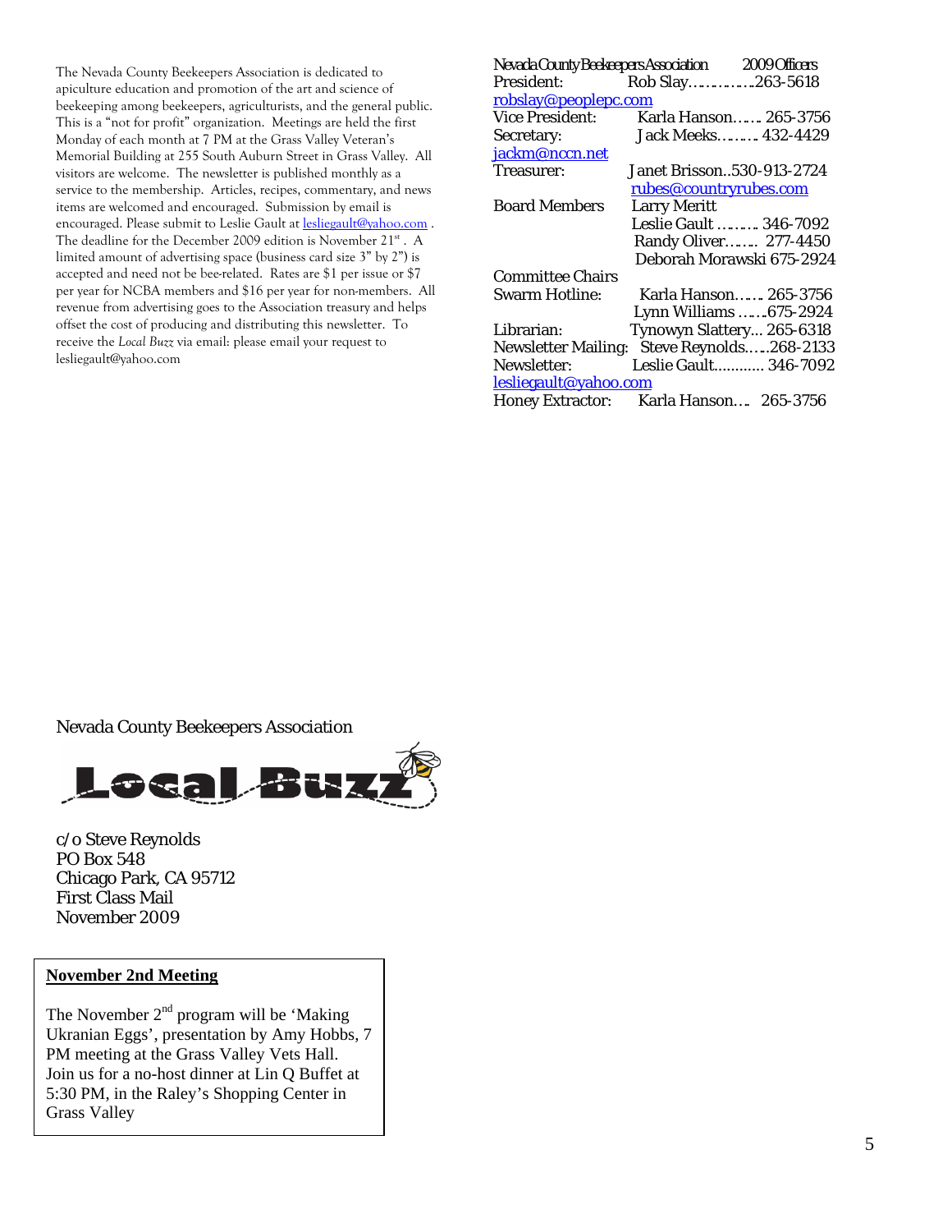The Nevada County Beekeepers Association is dedicated to apiculture education and promotion of the art and science of beekeeping among beekeepers, agriculturists, and the general public. This is a "not for profit" organization. Meetings are held the first Monday of each month at 7 PM at the Grass Valley Veteran's Memorial Building at 255 South Auburn Street in Grass Valley. All visitors are welcome. The newsletter is published monthly as a service to the membership. Articles, recipes, commentary, and news items are welcomed and encouraged. Submission by email is encouraged. Please submit to Leslie Gault at lesliegault@yahoo.com . The deadline for the December 2009 edition is November 21st . A limited amount of advertising space (business card size 3" by 2") is accepted and need not be bee-related. Rates are $1 per issue or $7 per year for NCBA members and $16 per year for non-members. All revenue from advertising goes to the Association treasury and helps offset the cost of producing and distributing this newsletter. To receive the *Local Buzz* via email: please email your request to lesliegault@yahoo.com

Nevada County Beekeepers Association 2009 Officers

President: Rob Slay……………263-5618
robslay@peoplepc.com
Vice President: Karla Hanson…… 265-3756
Secretary: Jack Meeks……… 432-4429
jackm@nccn.net
Treasurer: Janet Brisson..530-913-2724
rubes@countryrubes.com
Board Members: Larry Meritt
Leslie Gault ……… 346-7092
Randy Oliver……. 277-4450
Deborah Morawski 675-2924

Committee Chairs
Swarm Hotline: Karla Hanson…… 265-3756
Lynn Williams …….675-2924
Librarian: Tynowyn Slattery… 265-6318
Newsletter Mailing: Steve Reynolds…..268-2133
Newsletter: Leslie Gault............ 346-7092
lesliegault@yahoo.com
Honey Extractor: Karla Hanson…. 265-3756

Nevada County Beekeepers Association

Local Buzz

c/o Steve Reynolds
PO Box 548
Chicago Park, CA 95712
First Class Mail
November 2009

**November 2nd Meeting**

The November 2nd program will be 'Making Ukranian Eggs', presentation by Amy Hobbs, 7 PM meeting at the Grass Valley Vets Hall. Join us for a no-host dinner at Lin Q Buffet at 5:30 PM, in the Raley's Shopping Center in Grass Valley